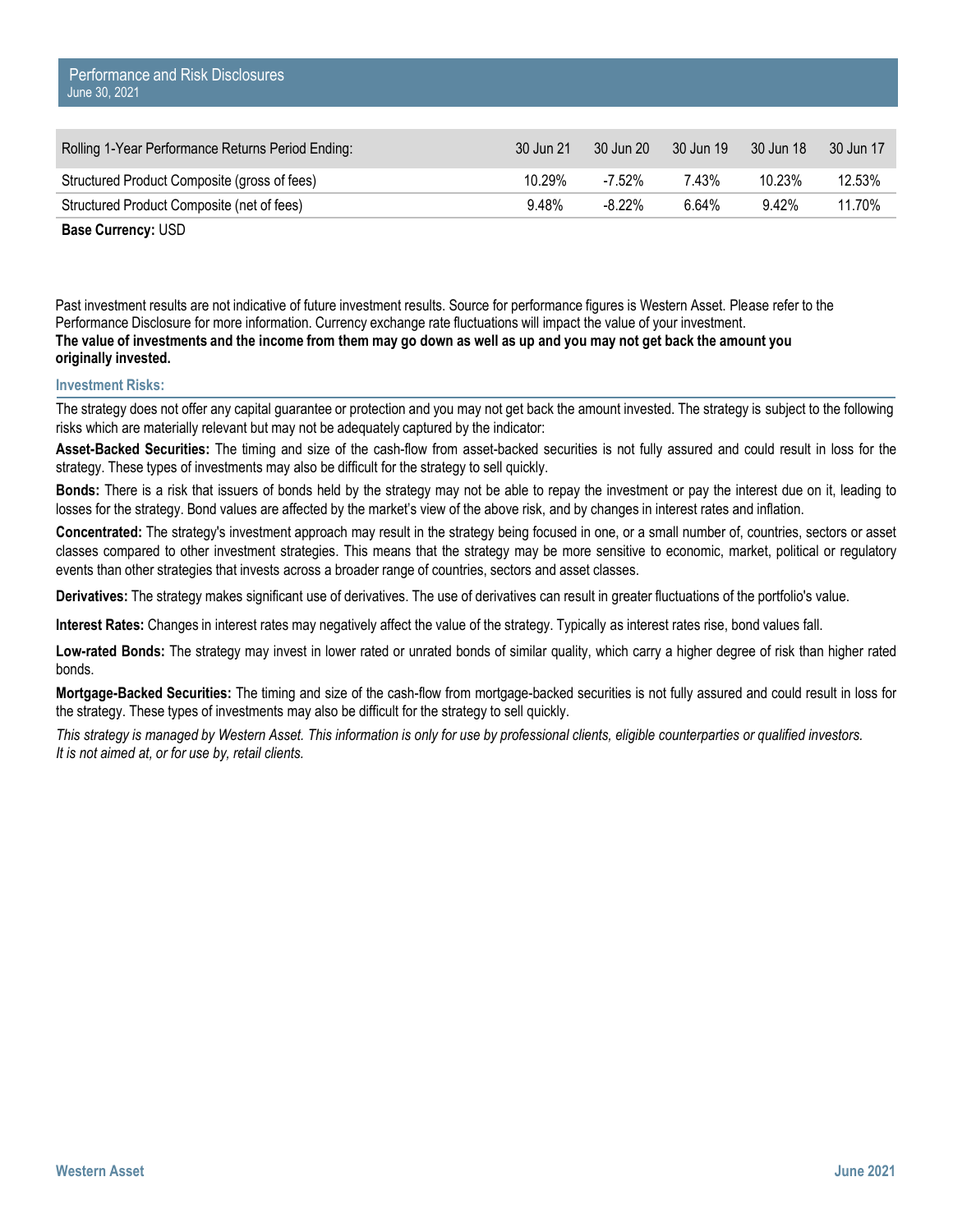# Performance and Risk Disclosures

June 30, 2021

| Rolling 1-Year Performance Returns Period Ending: | 30 Jun 21 | 30 Jun 20 | 30 Jun 19 | 30 Jun 18 | 30 Jun 17 |
|---|---|---|---|---|---|
| Structured Product Composite (gross of fees) | 10.29% | -7.52% | 7.43% | 10.23% | 12.53% |
| Structured Product Composite (net of fees) | 9.48% | -8.22% | 6.64% | 9.42% | 11.70% |

**Base Currency:** USD

Past investment results are not indicative of future investment results. Source for performance figures is Western Asset. Please refer to the Performance Disclosure for more information. Currency exchange rate fluctuations will impact the value of your investment.
**The value of investments and the income from them may go down as well as up and you may not get back the amount you originally invested.**

## Investment Risks:

The strategy does not offer any capital guarantee or protection and you may not get back the amount invested. The strategy is subject to the following risks which are materially relevant but may not be adequately captured by the indicator:

**Asset-Backed Securities:** The timing and size of the cash-flow from asset-backed securities is not fully assured and could result in loss for the strategy. These types of investments may also be difficult for the strategy to sell quickly.

**Bonds:** There is a risk that issuers of bonds held by the strategy may not be able to repay the investment or pay the interest due on it, leading to losses for the strategy. Bond values are affected by the market's view of the above risk, and by changes in interest rates and inflation.

**Concentrated:** The strategy's investment approach may result in the strategy being focused in one, or a small number of, countries, sectors or asset classes compared to other investment strategies. This means that the strategy may be more sensitive to economic, market, political or regulatory events than other strategies that invests across a broader range of countries, sectors and asset classes.

**Derivatives:** The strategy makes significant use of derivatives. The use of derivatives can result in greater fluctuations of the portfolio's value.

**Interest Rates:** Changes in interest rates may negatively affect the value of the strategy. Typically as interest rates rise, bond values fall.

**Low-rated Bonds:** The strategy may invest in lower rated or unrated bonds of similar quality, which carry a higher degree of risk than higher rated bonds.

**Mortgage-Backed Securities:** The timing and size of the cash-flow from mortgage-backed securities is not fully assured and could result in loss for the strategy. These types of investments may also be difficult for the strategy to sell quickly.

*This strategy is managed by Western Asset. This information is only for use by professional clients, eligible counterparties or qualified investors. It is not aimed at, or for use by, retail clients.*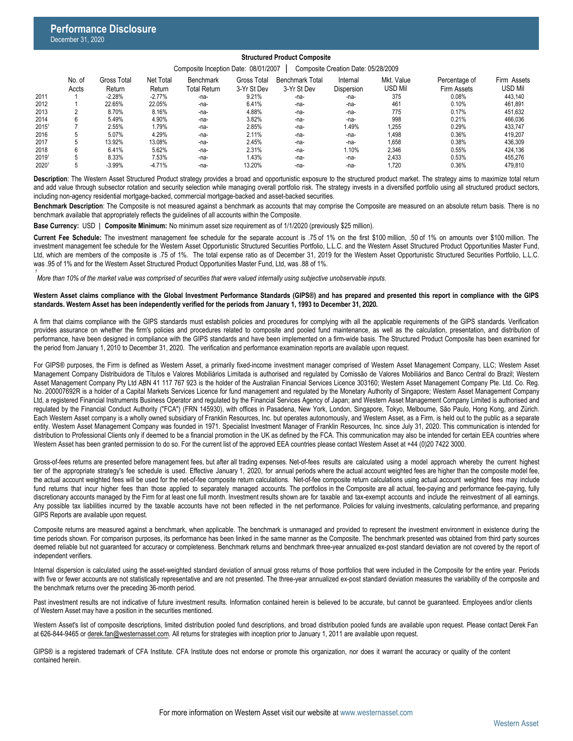# Performance Disclosure

December 31, 2020

**Structured Product Composite**

Composite Inception Date: 08/01/2007 | Composite Creation Date: 05/28/2009

| | No. of Accts | Gross Total Return | Net Total Return | Benchmark Total Return | Gross Total 3-Yr St Dev | Benchmark Total 3-Yr St Dev | Internal Dispersion | Mkt. Value USD Mil | Percentage of Firm Assets | Firm Assets USD Mil |
|---|---|---|---|---|---|---|---|---|---|---|
| 2011 | 1 | -2.28% | -2.77% | -na- | 9.21% | -na- | -na- | 375 | 0.08% | 443,140 |
| 2012 | 1 | 22.65% | 22.05% | -na- | 6.41% | -na- | -na- | 461 | 0.10% | 461,891 |
| 2013 | 2 | 8.70% | 8.16% | -na- | 4.88% | -na- | -na- | 775 | 0.17% | 451,632 |
| 2014 | 6 | 5.49% | 4.90% | -na- | 3.82% | -na- | -na- | 998 | 0.21% | 466,036 |
| 2015[1] | 7 | 2.55% | 1.79% | -na- | 2.85% | -na- | 1.49% | 1,255 | 0.29% | 433,747 |
| 2016 | 5 | 5.07% | 4.29% | -na- | 2.11% | -na- | -na- | 1,498 | 0.36% | 419,207 |
| 2017 | 5 | 13.92% | 13.08% | -na- | 2.45% | -na- | -na- | 1,658 | 0.38% | 436,309 |
| 2018 | 6 | 6.41% | 5.62% | -na- | 2.31% | -na- | 1.10% | 2,346 | 0.55% | 424,136 |
| 2019[1] | 5 | 8.33% | 7.53% | -na- | 1.43% | -na- | -na- | 2,433 | 0.53% | 455,276 |
| 2020[1] | 5 | -3.99% | -4.71% | -na- | 13.20% | -na- | -na- | 1,720 | 0.36% | 479,810 |

**Description**: The Western Asset Structured Product strategy provides a broad and opportunistic exposure to the structured product market. The strategy aims to maximize total return and add value through subsector rotation and security selection while managing overall portfolio risk. The strategy invests in a diversified portfolio using all structured product sectors, including non-agency residential mortgage-backed, commercial mortgage-backed and asset-backed securities.

**Benchmark Description**: The Composite is not measured against a benchmark as accounts that may comprise the Composite are measured on an absolute return basis. There is no benchmark available that appropriately reflects the guidelines of all accounts within the Composite.

**Base Currency:** USD | **Composite Minimum:** No minimum asset size requirement as of 1/1/2020 (previously $25 million).

**Current Fee Schedule:** The investment management fee schedule for the separate account is .75 of 1% on the first $100 million, .50 of 1% on amounts over $100 million. The investment management fee schedule for the Western Asset Opportunistic Structured Securities Portfolio, L.L.C. and the Western Asset Structured Product Opportunities Master Fund, Ltd, which are members of the composite is .75 of 1%. The total expense ratio as of December 31, 2019 for the Western Asset Opportunistic Structured Securities Portfolio, L.L.C. was .95 of 1% and for the Western Asset Structured Product Opportunities Master Fund, Ltd, was .88 of 1%.

[1] *More than 10% of the market value was comprised of securities that were valued internally using subjective unobservable inputs.*

**Western Asset claims compliance with the Global Investment Performance Standards (GIPS®) and has prepared and presented this report in compliance with the GIPS standards. Western Asset has been independently verified for the periods from January 1, 1993 to December 31, 2020.**

A firm that claims compliance with the GIPS standards must establish policies and procedures for complying with all the applicable requirements of the GIPS standards. Verification provides assurance on whether the firm's policies and procedures related to composite and pooled fund maintenance, as well as the calculation, presentation, and distribution of performance, have been designed in compliance with the GIPS standards and have been implemented on a firm-wide basis. The Structured Product Composite has been examined for the period from January 1, 2010 to December 31, 2020. The verification and performance examination reports are available upon request.

For GIPS® purposes, the Firm is defined as Western Asset, a primarily fixed-income investment manager comprised of Western Asset Management Company, LLC; Western Asset Management Company Distribuidora de Títulos e Valores Mobiliários Limitada is authorised and regulated by Comissão de Valores Mobiliários and Banco Central do Brazil; Western Asset Management Company Pty Ltd ABN 41 117 767 923 is the holder of the Australian Financial Services Licence 303160; Western Asset Management Company Pte. Ltd. Co. Reg. No. 200007692R is a holder of a Capital Markets Services Licence for fund management and regulated by the Monetary Authority of Singapore; Western Asset Management Company Ltd, a registered Financial Instruments Business Operator and regulated by the Financial Services Agency of Japan; and Western Asset Management Company Limited is authorised and regulated by the Financial Conduct Authority ("FCA") (FRN 145930), with offices in Pasadena, New York, London, Singapore, Tokyo, Melbourne, São Paulo, Hong Kong, and Zürich. Each Western Asset company is a wholly owned subsidiary of Franklin Resources, Inc. but operates autonomously, and Western Asset, as a Firm, is held out to the public as a separate entity. Western Asset Management Company was founded in 1971. Specialist Investment Manager of Franklin Resources, Inc. since July 31, 2020. This communication is intended for distribution to Professional Clients only if deemed to be a financial promotion in the UK as defined by the FCA. This communication may also be intended for certain EEA countries where Western Asset has been granted permission to do so. For the current list of the approved EEA countries please contact Western Asset at +44 (0)20 7422 3000.

Gross-of-fees returns are presented before management fees, but after all trading expenses. Net-of-fees results are calculated using a model approach whereby the current highest tier of the appropriate strategy's fee schedule is used. Effective January 1, 2020, for annual periods where the actual account weighted fees are higher than the composite model fee, the actual account weighted fees will be used for the net-of-fee composite return calculations. Net-of-fee composite return calculations using actual account weighted fees may include fund returns that incur higher fees than those applied to separately managed accounts. The portfolios in the Composite are all actual, fee-paying and performance fee-paying, fully discretionary accounts managed by the Firm for at least one full month. Investment results shown are for taxable and tax-exempt accounts and include the reinvestment of all earnings. Any possible tax liabilities incurred by the taxable accounts have not been reflected in the net performance. Policies for valuing investments, calculating performance, and preparing GIPS Reports are available upon request.

Composite returns are measured against a benchmark, when applicable. The benchmark is unmanaged and provided to represent the investment environment in existence during the time periods shown. For comparison purposes, its performance has been linked in the same manner as the Composite. The benchmark presented was obtained from third party sources deemed reliable but not guaranteed for accuracy or completeness. Benchmark returns and benchmark three-year annualized ex-post standard deviation are not covered by the report of independent verifiers.

Internal dispersion is calculated using the asset-weighted standard deviation of annual gross returns of those portfolios that were included in the Composite for the entire year. Periods with five or fewer accounts are not statistically representative and are not presented. The three-year annualized ex-post standard deviation measures the variability of the composite and the benchmark returns over the preceding 36-month period.

Past investment results are not indicative of future investment results. Information contained herein is believed to be accurate, but cannot be guaranteed. Employees and/or clients of Western Asset may have a position in the securities mentioned.

Western Asset's list of composite descriptions, limited distribution pooled fund descriptions, and broad distribution pooled funds are available upon request. Please contact Derek Fan at 626-844-9465 or derek.fan@westernasset.com. All returns for strategies with inception prior to January 1, 2011 are available upon request.

GIPS® is a registered trademark of CFA Institute. CFA Institute does not endorse or promote this organization, nor does it warrant the accuracy or quality of the content contained herein.

For more information on Western Asset visit our website at www.westernasset.com

Western Asset